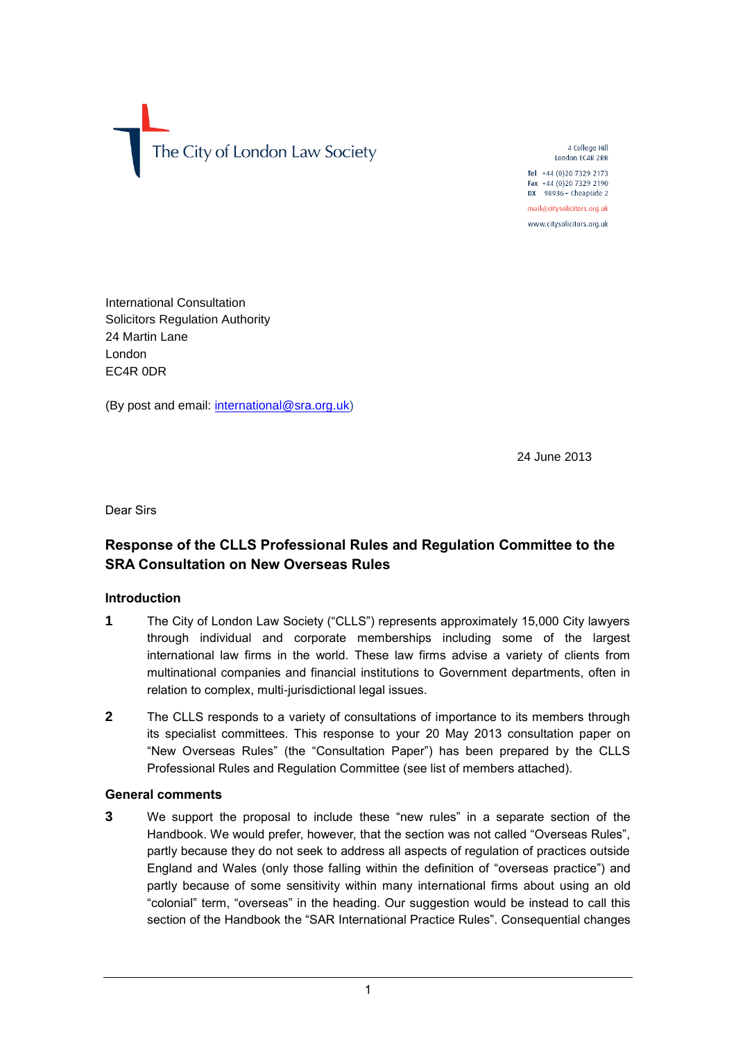The City of London Law Society

4 College Hill
London EC4R 2RB

Tel +44 (0)20 7329 2173
Fax +44 (0)20 7329 2190
DX 98936 – Cheapside 2

mail@citysolicitors.org.uk

www.citysolicitors.org.uk

International Consultation
Solicitors Regulation Authority
24 Martin Lane
London
EC4R 0DR

(By post and email: international@sra.org.uk)

24 June 2013

Dear Sirs

## Response of the CLLS Professional Rules and Regulation Committee to the SRA Consultation on New Overseas Rules

### Introduction

**1** The City of London Law Society ("CLLS") represents approximately 15,000 City lawyers through individual and corporate memberships including some of the largest international law firms in the world. These law firms advise a variety of clients from multinational companies and financial institutions to Government departments, often in relation to complex, multi-jurisdictional legal issues.

**2** The CLLS responds to a variety of consultations of importance to its members through its specialist committees. This response to your 20 May 2013 consultation paper on "New Overseas Rules" (the "Consultation Paper") has been prepared by the CLLS Professional Rules and Regulation Committee (see list of members attached).

### General comments

**3** We support the proposal to include these "new rules" in a separate section of the Handbook. We would prefer, however, that the section was not called "Overseas Rules", partly because they do not seek to address all aspects of regulation of practices outside England and Wales (only those falling within the definition of "overseas practice") and partly because of some sensitivity within many international firms about using an old "colonial" term, "overseas" in the heading. Our suggestion would be instead to call this section of the Handbook the "SAR International Practice Rules". Consequential changes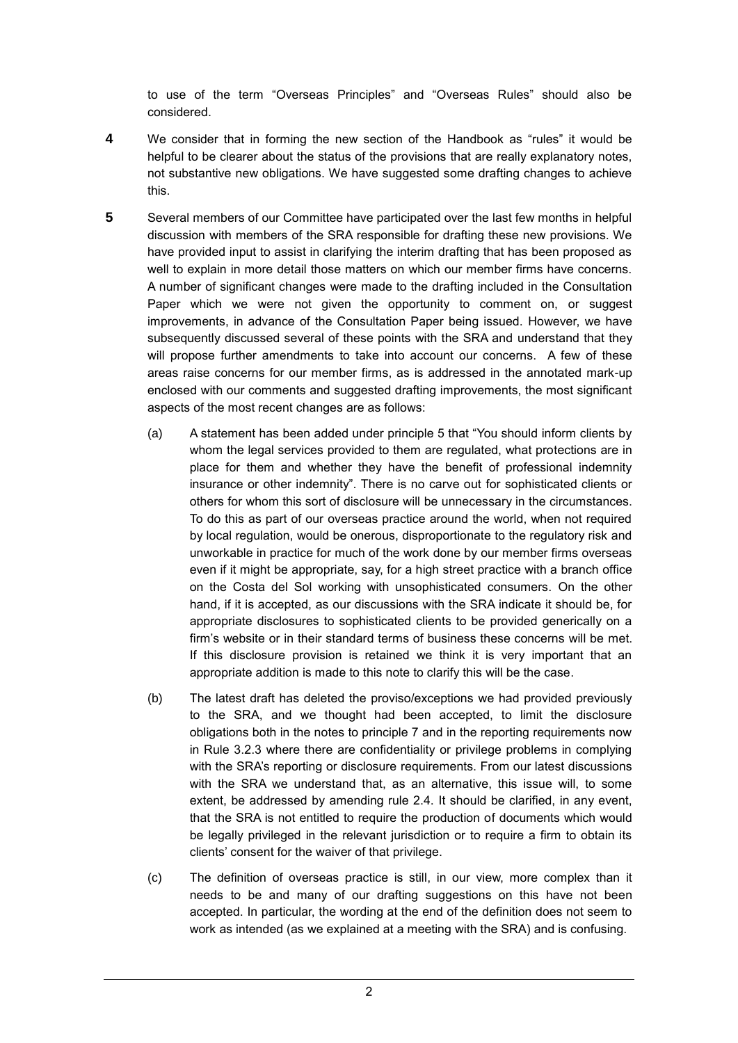to use of the term “Overseas Principles” and “Overseas Rules” should also be considered.

**4** We consider that in forming the new section of the Handbook as “rules” it would be helpful to be clearer about the status of the provisions that are really explanatory notes, not substantive new obligations. We have suggested some drafting changes to achieve this.

**5** Several members of our Committee have participated over the last few months in helpful discussion with members of the SRA responsible for drafting these new provisions. We have provided input to assist in clarifying the interim drafting that has been proposed as well to explain in more detail those matters on which our member firms have concerns. A number of significant changes were made to the drafting included in the Consultation Paper which we were not given the opportunity to comment on, or suggest improvements, in advance of the Consultation Paper being issued. However, we have subsequently discussed several of these points with the SRA and understand that they will propose further amendments to take into account our concerns. A few of these areas raise concerns for our member firms, as is addressed in the annotated mark-up enclosed with our comments and suggested drafting improvements, the most significant aspects of the most recent changes are as follows:

(a) A statement has been added under principle 5 that “You should inform clients by whom the legal services provided to them are regulated, what protections are in place for them and whether they have the benefit of professional indemnity insurance or other indemnity”. There is no carve out for sophisticated clients or others for whom this sort of disclosure will be unnecessary in the circumstances. To do this as part of our overseas practice around the world, when not required by local regulation, would be onerous, disproportionate to the regulatory risk and unworkable in practice for much of the work done by our member firms overseas even if it might be appropriate, say, for a high street practice with a branch office on the Costa del Sol working with unsophisticated consumers. On the other hand, if it is accepted, as our discussions with the SRA indicate it should be, for appropriate disclosures to sophisticated clients to be provided generically on a firm’s website or in their standard terms of business these concerns will be met. If this disclosure provision is retained we think it is very important that an appropriate addition is made to this note to clarify this will be the case.

(b) The latest draft has deleted the proviso/exceptions we had provided previously to the SRA, and we thought had been accepted, to limit the disclosure obligations both in the notes to principle 7 and in the reporting requirements now in Rule 3.2.3 where there are confidentiality or privilege problems in complying with the SRA’s reporting or disclosure requirements. From our latest discussions with the SRA we understand that, as an alternative, this issue will, to some extent, be addressed by amending rule 2.4. It should be clarified, in any event, that the SRA is not entitled to require the production of documents which would be legally privileged in the relevant jurisdiction or to require a firm to obtain its clients’ consent for the waiver of that privilege.

(c) The definition of overseas practice is still, in our view, more complex than it needs to be and many of our drafting suggestions on this have not been accepted. In particular, the wording at the end of the definition does not seem to work as intended (as we explained at a meeting with the SRA) and is confusing.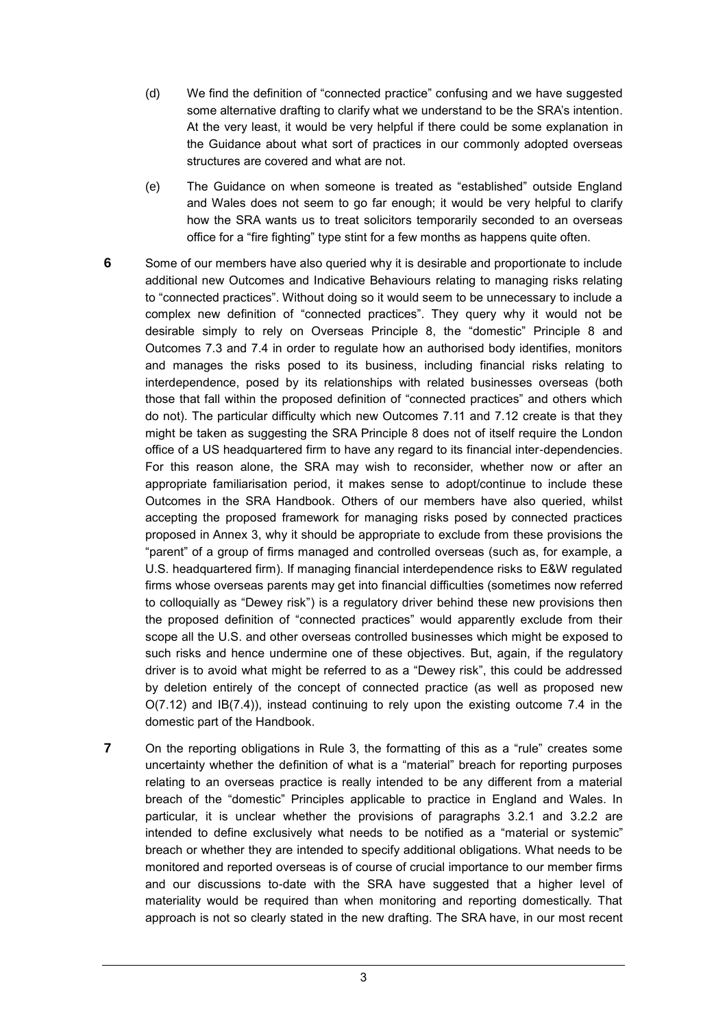(d) We find the definition of "connected practice" confusing and we have suggested some alternative drafting to clarify what we understand to be the SRA's intention. At the very least, it would be very helpful if there could be some explanation in the Guidance about what sort of practices in our commonly adopted overseas structures are covered and what are not.

(e) The Guidance on when someone is treated as "established" outside England and Wales does not seem to go far enough; it would be very helpful to clarify how the SRA wants us to treat solicitors temporarily seconded to an overseas office for a "fire fighting" type stint for a few months as happens quite often.

**6** Some of our members have also queried why it is desirable and proportionate to include additional new Outcomes and Indicative Behaviours relating to managing risks relating to "connected practices". Without doing so it would seem to be unnecessary to include a complex new definition of "connected practices". They query why it would not be desirable simply to rely on Overseas Principle 8, the "domestic" Principle 8 and Outcomes 7.3 and 7.4 in order to regulate how an authorised body identifies, monitors and manages the risks posed to its business, including financial risks relating to interdependence, posed by its relationships with related businesses overseas (both those that fall within the proposed definition of "connected practices" and others which do not). The particular difficulty which new Outcomes 7.11 and 7.12 create is that they might be taken as suggesting the SRA Principle 8 does not of itself require the London office of a US headquartered firm to have any regard to its financial inter-dependencies. For this reason alone, the SRA may wish to reconsider, whether now or after an appropriate familiarisation period, it makes sense to adopt/continue to include these Outcomes in the SRA Handbook. Others of our members have also queried, whilst accepting the proposed framework for managing risks posed by connected practices proposed in Annex 3, why it should be appropriate to exclude from these provisions the "parent" of a group of firms managed and controlled overseas (such as, for example, a U.S. headquartered firm). If managing financial interdependence risks to E&W regulated firms whose overseas parents may get into financial difficulties (sometimes now referred to colloquially as "Dewey risk") is a regulatory driver behind these new provisions then the proposed definition of "connected practices" would apparently exclude from their scope all the U.S. and other overseas controlled businesses which might be exposed to such risks and hence undermine one of these objectives. But, again, if the regulatory driver is to avoid what might be referred to as a "Dewey risk", this could be addressed by deletion entirely of the concept of connected practice (as well as proposed new O(7.12) and IB(7.4)), instead continuing to rely upon the existing outcome 7.4 in the domestic part of the Handbook.

**7** On the reporting obligations in Rule 3, the formatting of this as a "rule" creates some uncertainty whether the definition of what is a "material" breach for reporting purposes relating to an overseas practice is really intended to be any different from a material breach of the "domestic" Principles applicable to practice in England and Wales. In particular, it is unclear whether the provisions of paragraphs 3.2.1 and 3.2.2 are intended to define exclusively what needs to be notified as a "material or systemic" breach or whether they are intended to specify additional obligations. What needs to be monitored and reported overseas is of course of crucial importance to our member firms and our discussions to-date with the SRA have suggested that a higher level of materiality would be required than when monitoring and reporting domestically. That approach is not so clearly stated in the new drafting. The SRA have, in our most recent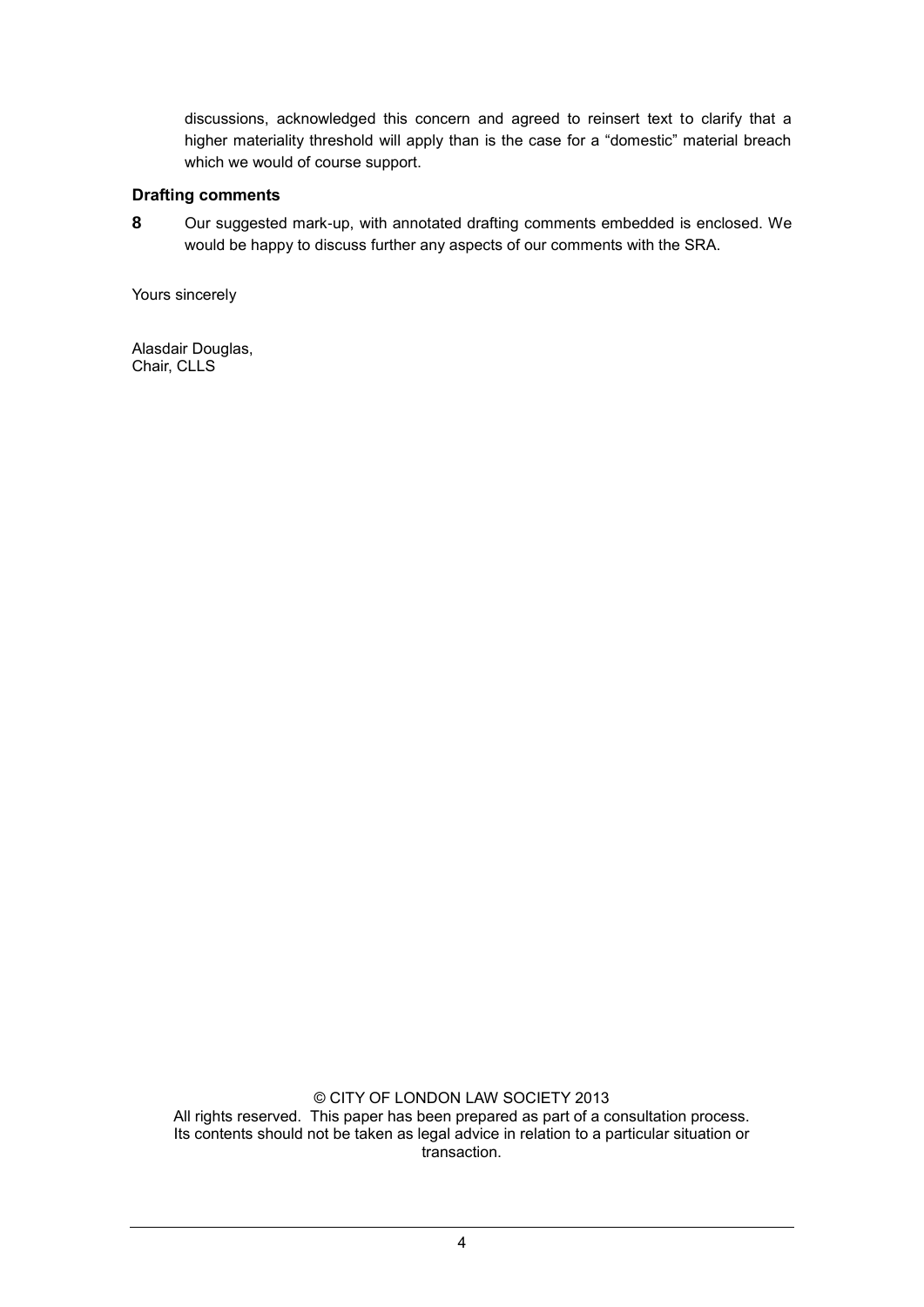discussions, acknowledged this concern and agreed to reinsert text to clarify that a higher materiality threshold will apply than is the case for a "domestic" material breach which we would of course support.

### Drafting comments

**8** Our suggested mark-up, with annotated drafting comments embedded is enclosed. We would be happy to discuss further any aspects of our comments with the SRA.

Yours sincerely

Alasdair Douglas,
Chair, CLLS

© CITY OF LONDON LAW SOCIETY 2013
All rights reserved. This paper has been prepared as part of a consultation process. Its contents should not be taken as legal advice in relation to a particular situation or transaction.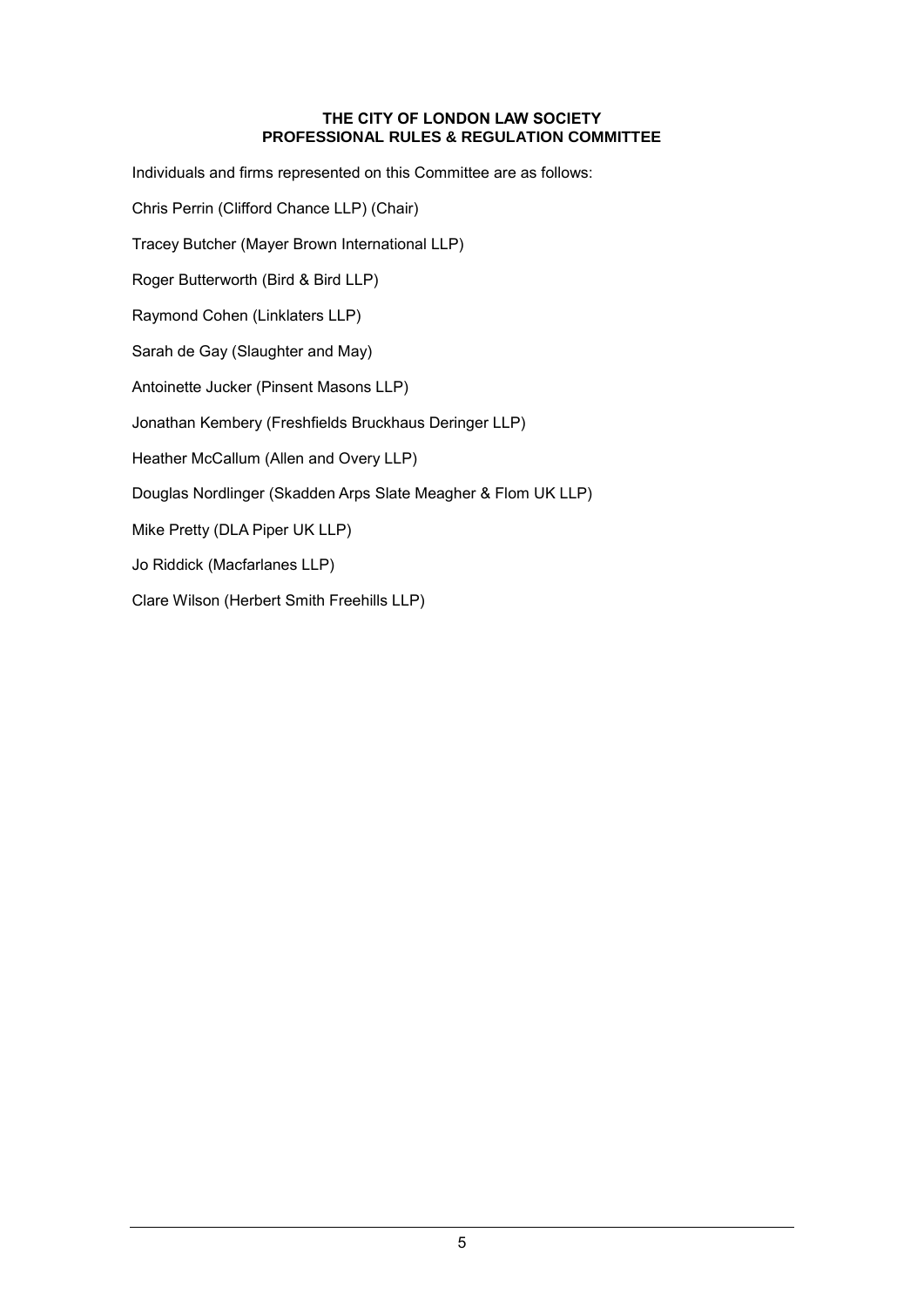**THE CITY OF LONDON LAW SOCIETY**
**PROFESSIONAL RULES & REGULATION COMMITTEE**

Individuals and firms represented on this Committee are as follows:

Chris Perrin (Clifford Chance LLP) (Chair)

Tracey Butcher (Mayer Brown International LLP)

Roger Butterworth (Bird & Bird LLP)

Raymond Cohen (Linklaters LLP)

Sarah de Gay (Slaughter and May)

Antoinette Jucker (Pinsent Masons LLP)

Jonathan Kembery (Freshfields Bruckhaus Deringer LLP)

Heather McCallum (Allen and Overy LLP)

Douglas Nordlinger (Skadden Arps Slate Meagher & Flom UK LLP)

Mike Pretty (DLA Piper UK LLP)

Jo Riddick (Macfarlanes LLP)

Clare Wilson (Herbert Smith Freehills LLP)